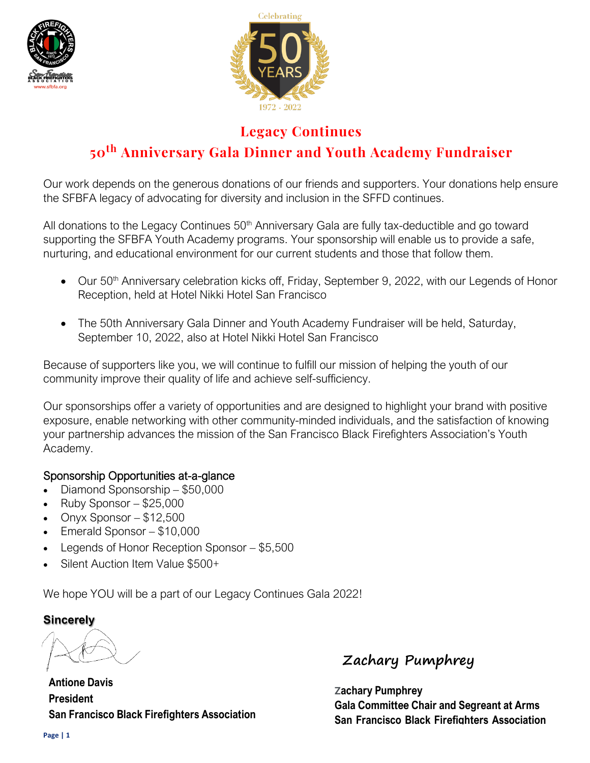# Legacy Continues

## 50th Anniversary Gala Dinner and Youth Academy Fundraiser

Our work depends on the generous donations of our friends and supporters. Your donations help ensure the SFBFA legacy of advocating for diversity and inclusion in the SFFD continues.

All donations to the Legacy Continues 50th Anniversary Gala are fully tax-deductible and go toward supporting the SFBFA Youth Academy programs. Your sponsorship will enable us to provide a safe, nurturing, and educational environment for our current students and those that follow them.

- Our 50th Anniversary celebration kicks off, Friday, September 9, 2022, with our Legends of Honor Reception, held at Hotel Nikki Hotel San Francisco
- The 50th Anniversary Gala Dinner and Youth Academy Fundraiser will be held, Saturday, September 10, 2022, also at Hotel Nikki Hotel San Francisco

Because of supporters like you, we will continue to fulfill our mission of helping the youth of our community improve their quality of life and achieve self-sufficiency.

Our sponsorships offer a variety of opportunities and are designed to highlight your brand with positive exposure, enable networking with other community-minded individuals, and the satisfaction of knowing your partnership advances the mission of the San Francisco Black Firefighters Association's Youth Academy.

Sponsorship Opportunities at-a-glance

- Diamond Sponsorship – $50,000
- Ruby Sponsor – $25,000
- Onyx Sponsor – $12,500
- Emerald Sponsor – $10,000
- Legends of Honor Reception Sponsor – $5,500
- Silent Auction Item Value $500+

We hope YOU will be a part of our Legacy Continues Gala 2022!

**Sincerely**

**Antione Davis**
**President**
**San Francisco Black Firefighters Association**

Zachary Pumphrey

**Zachary Pumphrey**
**Gala Committee Chair and Segreant at Arms**
**San Francisco Black Firefighters Association**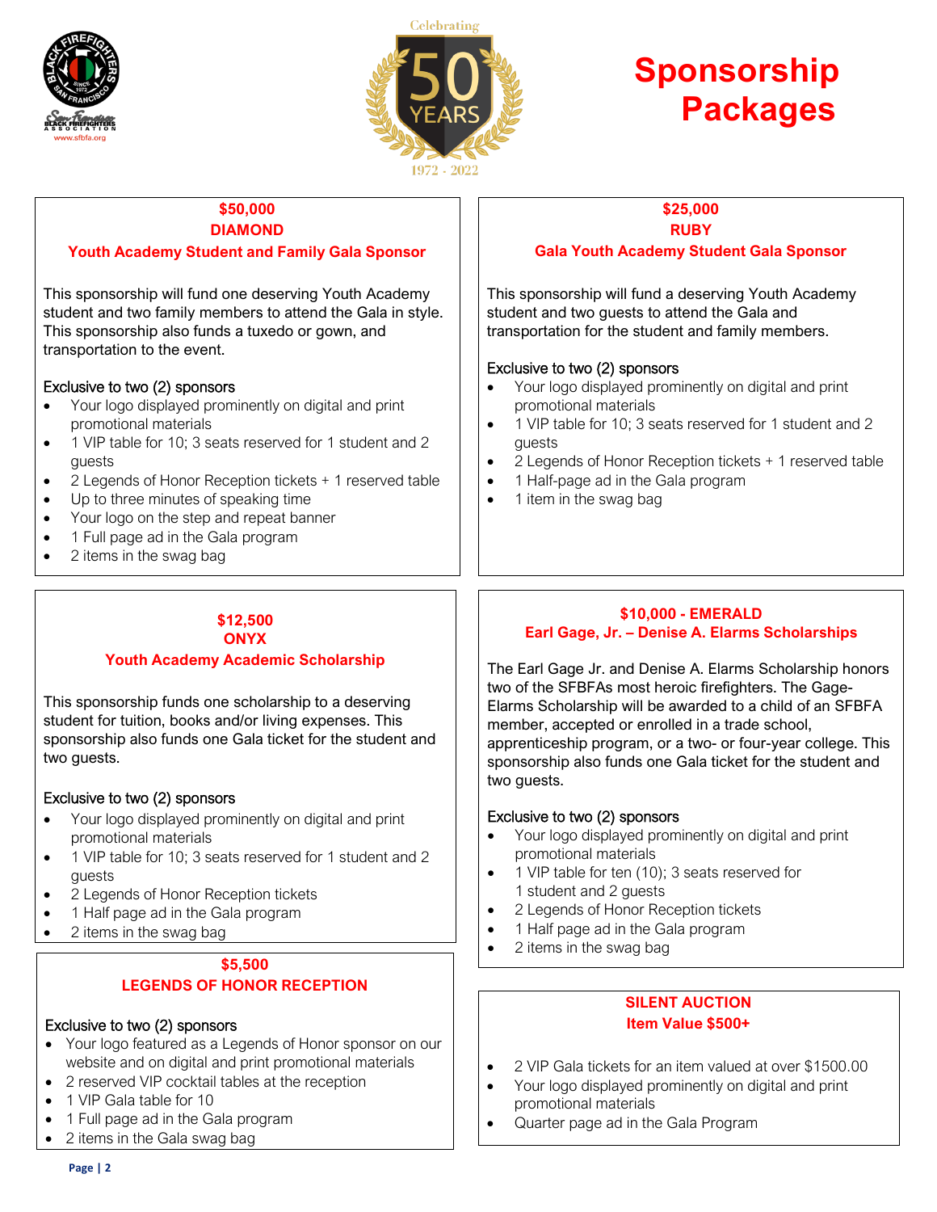# Sponsorship Packages

Celebrating 50 YEARS 1972 - 2022

## $50,000
## DIAMOND
### Youth Academy Student and Family Gala Sponsor

This sponsorship will fund one deserving Youth Academy student and two family members to attend the Gala in style. This sponsorship also funds a tuxedo or gown, and transportation to the event.

Exclusive to two (2) sponsors

- Your logo displayed prominently on digital and print promotional materials
- 1 VIP table for 10; 3 seats reserved for 1 student and 2 guests
- 2 Legends of Honor Reception tickets + 1 reserved table
- Up to three minutes of speaking time
- Your logo on the step and repeat banner
- 1 Full page ad in the Gala program
- 2 items in the swag bag

## $25,000
## RUBY
### Gala Youth Academy Student Gala Sponsor

This sponsorship will fund a deserving Youth Academy student and two guests to attend the Gala and transportation for the student and family members.

Exclusive to two (2) sponsors

- Your logo displayed prominently on digital and print promotional materials
- 1 VIP table for 10; 3 seats reserved for 1 student and 2 guests
- 2 Legends of Honor Reception tickets + 1 reserved table
- 1 Half-page ad in the Gala program
- 1 item in the swag bag

## $12,500
## ONYX
### Youth Academy Academic Scholarship

This sponsorship funds one scholarship to a deserving student for tuition, books and/or living expenses. This sponsorship also funds one Gala ticket for the student and two guests.

Exclusive to two (2) sponsors

- Your logo displayed prominently on digital and print promotional materials
- 1 VIP table for 10; 3 seats reserved for 1 student and 2 guests
- 2 Legends of Honor Reception tickets
- 1 Half page ad in the Gala program
- 2 items in the swag bag

## $5,500
### LEGENDS OF HONOR RECEPTION

Exclusive to two (2) sponsors

- Your logo featured as a Legends of Honor sponsor on our website and on digital and print promotional materials
- 2 reserved VIP cocktail tables at the reception
- 1 VIP Gala table for 10
- 1 Full page ad in the Gala program
- 2 items in the Gala swag bag

## $10,000 - EMERALD
### Earl Gage, Jr. – Denise A. Elarms Scholarships

The Earl Gage Jr. and Denise A. Elarms Scholarship honors two of the SFBFAs most heroic firefighters. The Gage-Elarms Scholarship will be awarded to a child of an SFBFA member, accepted or enrolled in a trade school, apprenticeship program, or a two- or four-year college. This sponsorship also funds one Gala ticket for the student and two guests.

Exclusive to two (2) sponsors

- Your logo displayed prominently on digital and print promotional materials
- 1 VIP table for ten (10); 3 seats reserved for 1 student and 2 guests
- 2 Legends of Honor Reception tickets
- 1 Half page ad in the Gala program
- 2 items in the swag bag

## SILENT AUCTION
### Item Value $500+

- 2 VIP Gala tickets for an item valued at over $1500.00
- Your logo displayed prominently on digital and print promotional materials
- Quarter page ad in the Gala Program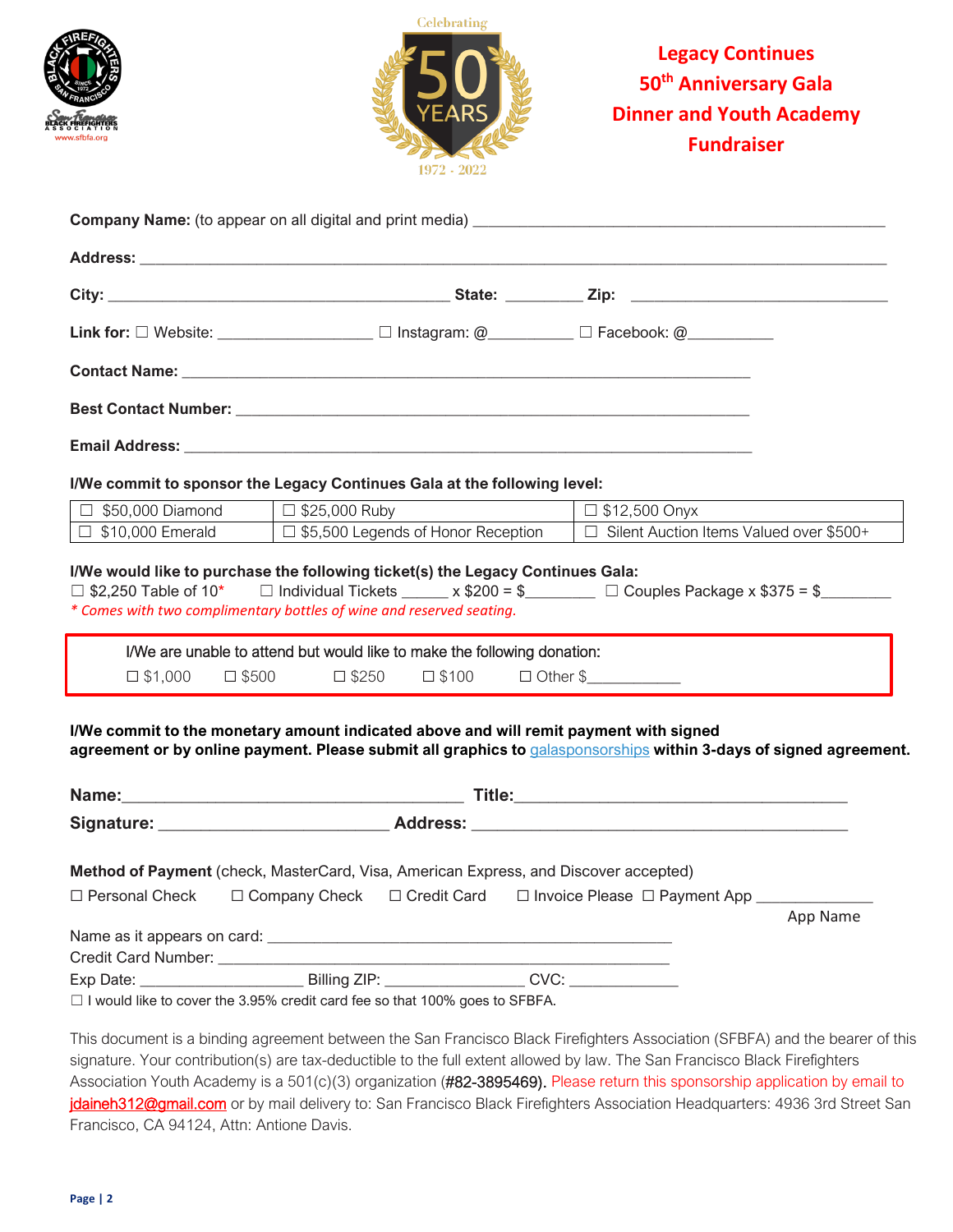# Legacy Continues
# 50th Anniversary Gala
# Dinner and Youth Academy Fundraiser

**Company Name:** (to appear on all digital and print media) ________________________________________________

**Address:** ____________________________________________________________________________________

**City:** ________________________________________ **State:** _________ **Zip:** ______________________________

**Link for:** ☐ Website: __________________ ☐ Instagram: @__________ ☐ Facebook: @__________

**Contact Name:** _________________________________________________________________

**Best Contact Number:** ___________________________________________________________

**Email Address:** _________________________________________________________________

**I/We commit to sponsor the Legacy Continues Gala at the following level:**

| | | |
|---|---|---|
| ☐ $50,000 Diamond | ☐ $25,000 Ruby | ☐ $12,500 Onyx |
| ☐ $10,000 Emerald | ☐ $5,500 Legends of Honor Reception | ☐ Silent Auction Items Valued over $500+ |

**I/We would like to purchase the following ticket(s) the Legacy Continues Gala:**

☐ $2,250 Table of 10* ☐ Individual Tickets ______ x $200 = $________ ☐ Couples Package x $375 = $________

*\* Comes with two complimentary bottles of wine and reserved seating.*

I/We are unable to attend but would like to make the following donation:

☐ $1,000 ☐ $500 ☐ $250 ☐ $100 ☐ Other $___________

**I/We commit to the monetary amount indicated above and will remit payment with signed agreement or by online payment. Please submit all graphics to** galasponsorships **within 3-days of signed agreement.**

**Name:**_____________________________________ **Title:**_____________________________________

**Signature:** __________________________ **Address:** ___________________________________________

**Method of Payment** (check, MasterCard, Visa, American Express, and Discover accepted)

☐ Personal Check ☐ Company Check ☐ Credit Card ☐ Invoice Please ☐ Payment App ______________
App Name

Name as it appears on card: ______________________________________________

Credit Card Number: _____________________________________________________

Exp Date: ___________________ Billing ZIP: ________________ CVC: _____________

☐ I would like to cover the 3.95% credit card fee so that 100% goes to SFBFA.

This document is a binding agreement between the San Francisco Black Firefighters Association (SFBFA) and the bearer of this signature. Your contribution(s) are tax-deductible to the full extent allowed by law. The San Francisco Black Firefighters Association Youth Academy is a 501(c)(3) organization (#82-3895469). Please return this sponsorship application by email to jdaineh312@gmail.com or by mail delivery to: San Francisco Black Firefighters Association Headquarters: 4936 3rd Street San Francisco, CA 94124, Attn: Antione Davis.